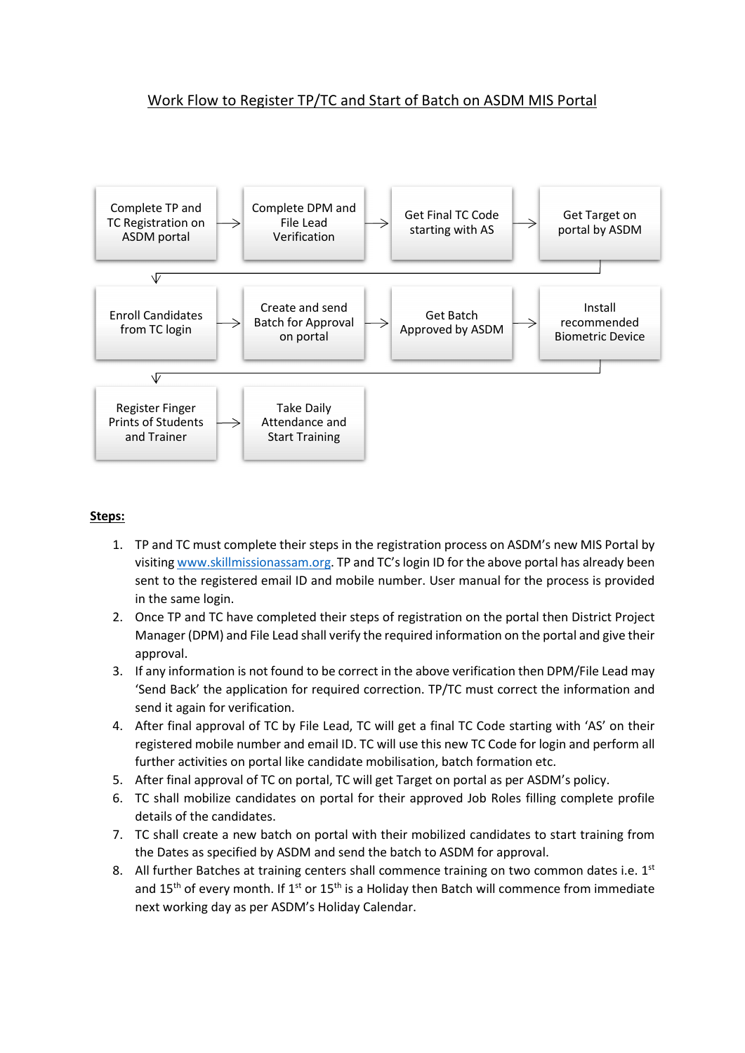# Work Flow to Register TP/TC and Start of Batch on ASDM MIS Portal

Complete TP and TC Registration on ASDM portal → Complete DPM and File Lead Verification → Get Final TC Code starting with AS → Get Target on portal by ASDM

→ Enroll Candidates from TC login → Create and send Batch for Approval on portal → Get Batch Approved by ASDM → Install recommended Biometric Device

→ Register Finger Prints of Students and Trainer → Take Daily Attendance and Start Training

**Steps:**

1. TP and TC must complete their steps in the registration process on ASDM's new MIS Portal by visiting www.skillmissionassam.org. TP and TC's login ID for the above portal has already been sent to the registered email ID and mobile number. User manual for the process is provided in the same login.
2. Once TP and TC have completed their steps of registration on the portal then District Project Manager (DPM) and File Lead shall verify the required information on the portal and give their approval.
3. If any information is not found to be correct in the above verification then DPM/File Lead may 'Send Back' the application for required correction. TP/TC must correct the information and send it again for verification.
4. After final approval of TC by File Lead, TC will get a final TC Code starting with 'AS' on their registered mobile number and email ID. TC will use this new TC Code for login and perform all further activities on portal like candidate mobilisation, batch formation etc.
5. After final approval of TC on portal, TC will get Target on portal as per ASDM's policy.
6. TC shall mobilize candidates on portal for their approved Job Roles filling complete profile details of the candidates.
7. TC shall create a new batch on portal with their mobilized candidates to start training from the Dates as specified by ASDM and send the batch to ASDM for approval.
8. All further Batches at training centers shall commence training on two common dates i.e. 1st and 15th of every month. If 1st or 15th is a Holiday then Batch will commence from immediate next working day as per ASDM's Holiday Calendar.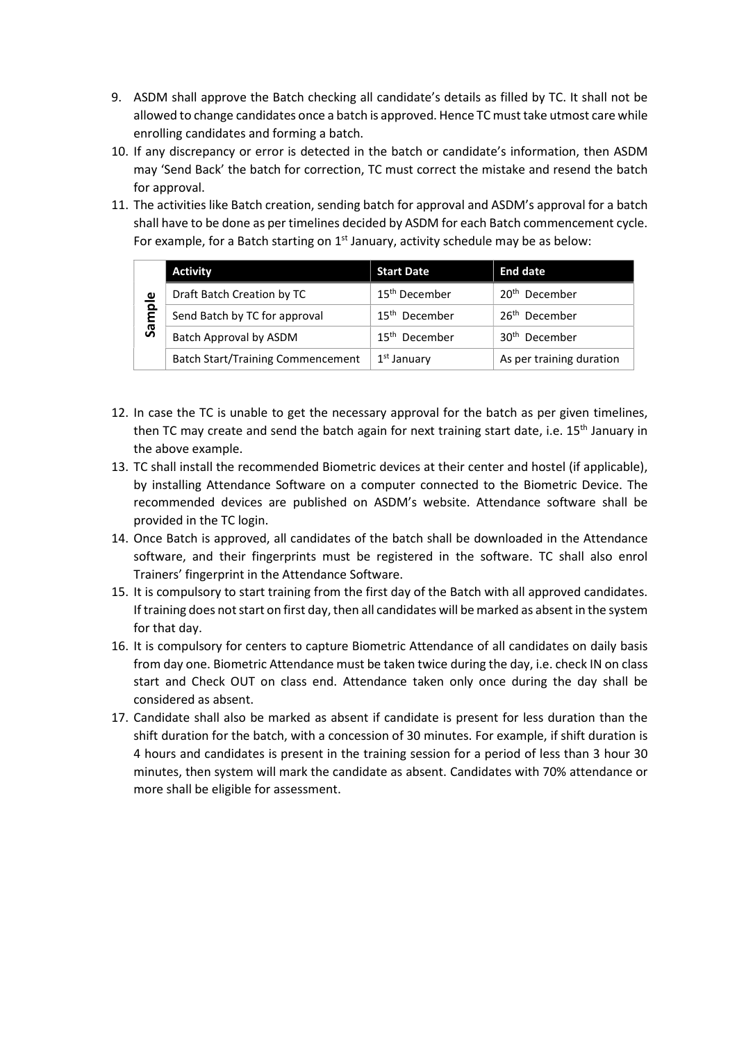9. ASDM shall approve the Batch checking all candidate's details as filled by TC. It shall not be allowed to change candidates once a batch is approved. Hence TC must take utmost care while enrolling candidates and forming a batch.
10. If any discrepancy or error is detected in the batch or candidate's information, then ASDM may 'Send Back' the batch for correction, TC must correct the mistake and resend the batch for approval.
11. The activities like Batch creation, sending batch for approval and ASDM's approval for a batch shall have to be done as per timelines decided by ASDM for each Batch commencement cycle. For example, for a Batch starting on 1st January, activity schedule may be as below:

| | Activity | Start Date | End date |
|---|---|---|---|
| Sample | Draft Batch Creation by TC | 15th December | 20th December |
| | Send Batch by TC for approval | 15th December | 26th December |
| | Batch Approval by ASDM | 15th December | 30th December |
| | Batch Start/Training Commencement | 1st January | As per training duration |

12. In case the TC is unable to get the necessary approval for the batch as per given timelines, then TC may create and send the batch again for next training start date, i.e. 15th January in the above example.
13. TC shall install the recommended Biometric devices at their center and hostel (if applicable), by installing Attendance Software on a computer connected to the Biometric Device. The recommended devices are published on ASDM's website. Attendance software shall be provided in the TC login.
14. Once Batch is approved, all candidates of the batch shall be downloaded in the Attendance software, and their fingerprints must be registered in the software. TC shall also enrol Trainers' fingerprint in the Attendance Software.
15. It is compulsory to start training from the first day of the Batch with all approved candidates. If training does not start on first day, then all candidates will be marked as absent in the system for that day.
16. It is compulsory for centers to capture Biometric Attendance of all candidates on daily basis from day one. Biometric Attendance must be taken twice during the day, i.e. check IN on class start and Check OUT on class end. Attendance taken only once during the day shall be considered as absent.
17. Candidate shall also be marked as absent if candidate is present for less duration than the shift duration for the batch, with a concession of 30 minutes. For example, if shift duration is 4 hours and candidates is present in the training session for a period of less than 3 hour 30 minutes, then system will mark the candidate as absent. Candidates with 70% attendance or more shall be eligible for assessment.